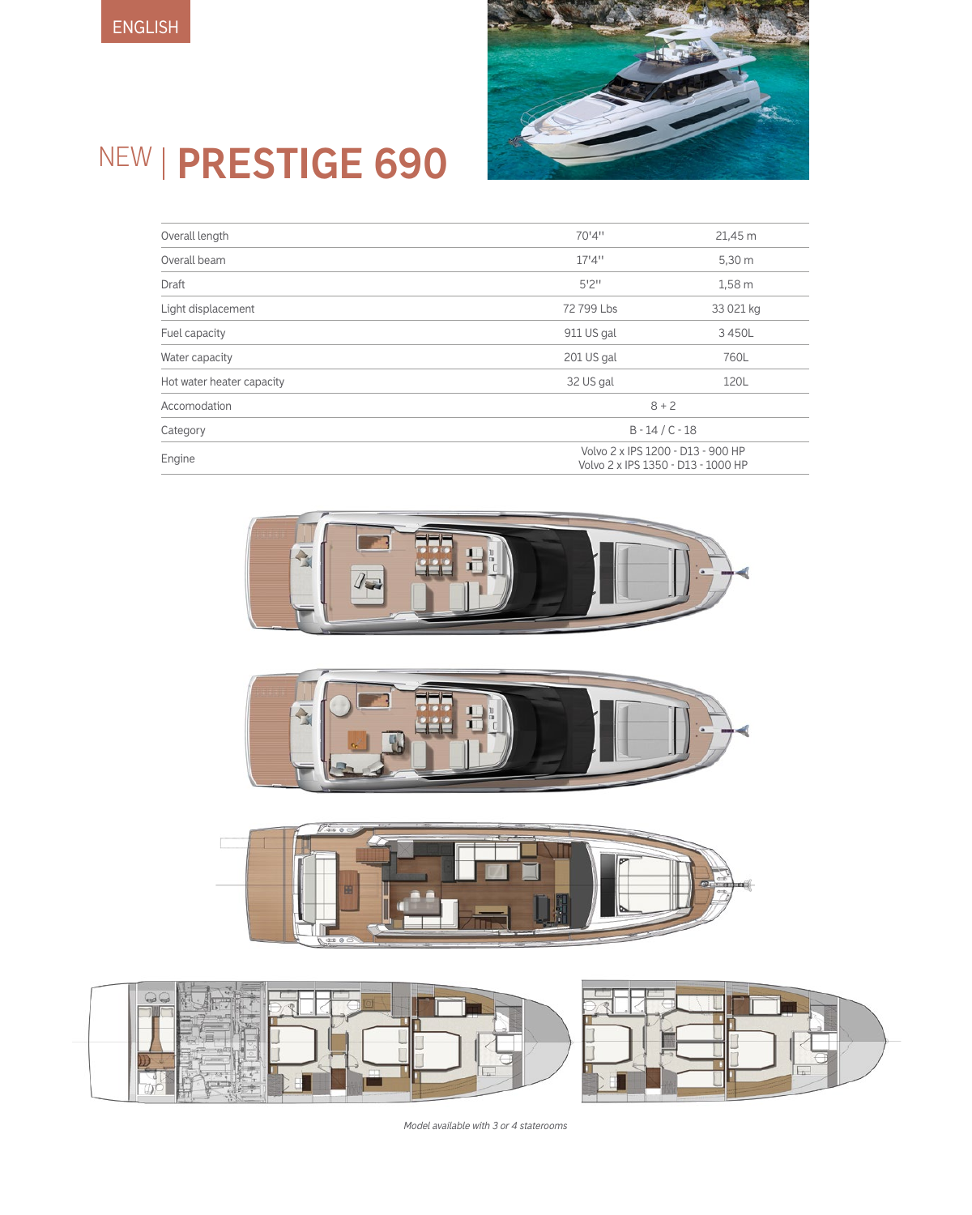ENGLISH

# NEW | PRESTIGE 690

| | | |
|---|---|---|
| Overall length | 70'4'' | 21,45 m |
| Overall beam | 17'4'' | 5,30 m |
| Draft | 5'2'' | 1,58 m |
| Light displacement | 72 799 Lbs | 33 021 kg |
| Fuel capacity | 911 US gal | 3 450L |
| Water capacity | 201 US gal | 760L |
| Hot water heater capacity | 32 US gal | 120L |
| Accomodation | 8 + 2 | |
| Category | B - 14 / C - 18 | |
| Engine | Volvo 2 x IPS 1200 - D13 - 900 HP<br>Volvo 2 x IPS 1350 - D13 - 1000 HP | |

*Model available with 3 or 4 staterooms*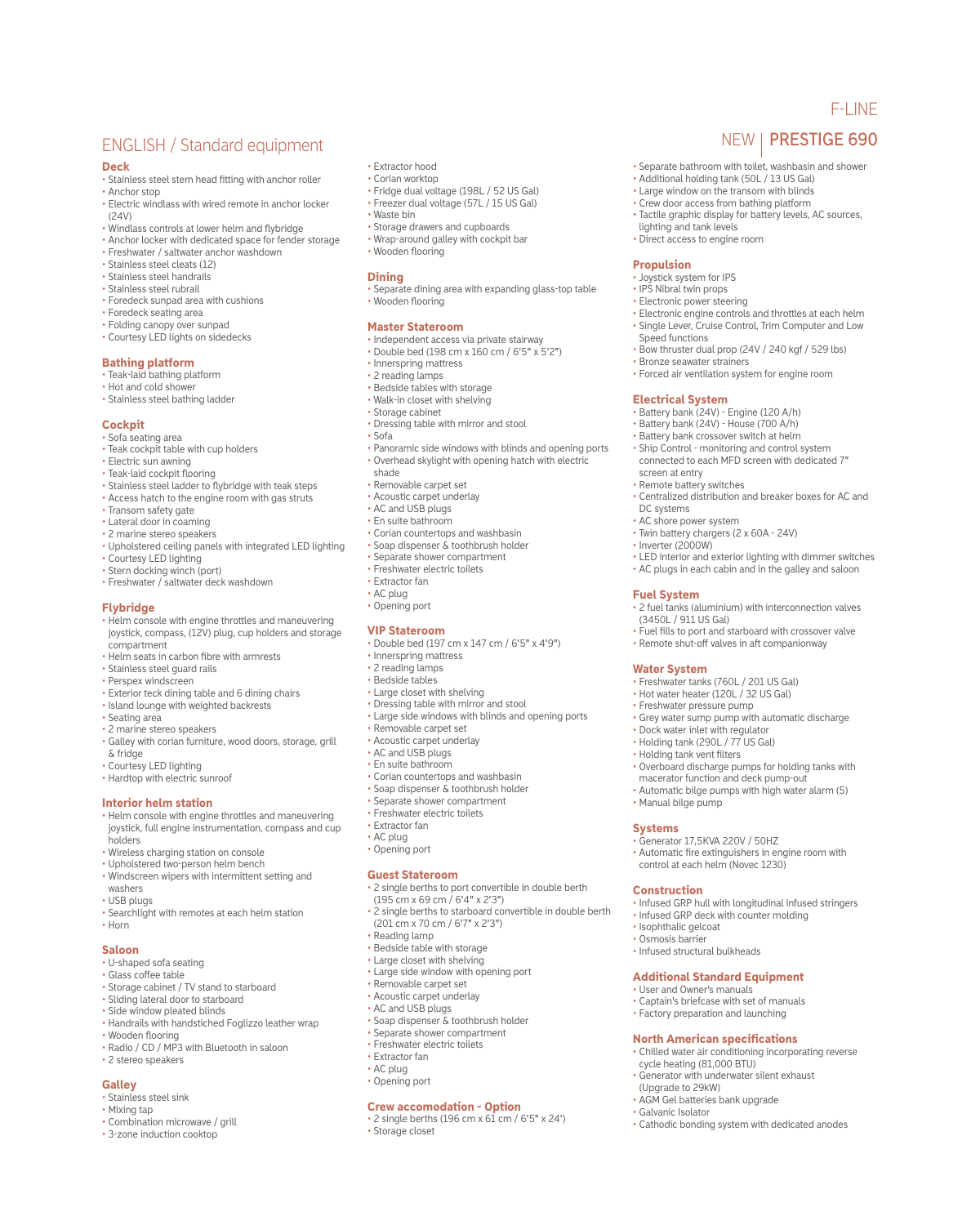# F-LINE

# NEW | PRESTIGE 690

## ENGLISH / Standard equipment

### Deck
- Stainless steel stem head fitting with anchor roller
- Anchor stop
- Electric windlass with wired remote in anchor locker (24V)
- Windlass controls at lower helm and flybridge
- Anchor locker with dedicated space for fender storage
- Freshwater / saltwater anchor washdown
- Stainless steel cleats (12)
- Stainless steel handrails
- Stainless steel rubrail
- Foredeck sunpad area with cushions
- Foredeck seating area
- Folding canopy over sunpad
- Courtesy LED lights on sidedecks

### Bathing platform
- Teak-laid bathing platform
- Hot and cold shower
- Stainless steel bathing ladder

### Cockpit
- Sofa seating area
- Teak cockpit table with cup holders
- Electric sun awning
- Teak-laid cockpit flooring
- Stainless steel ladder to flybridge with teak steps
- Access hatch to the engine room with gas struts
- Transom safety gate
- Lateral door in coaming
- 2 marine stereo speakers
- Upholstered ceiling panels with integrated LED lighting
- Courtesy LED lighting
- Stern docking winch (port)
- Freshwater / saltwater deck washdown

### Flybridge
- Helm console with engine throttles and maneuvering joystick, compass, (12V) plug, cup holders and storage compartment
- Helm seats in carbon fibre with armrests
- Stainless steel guard rails
- Perspex windscreen
- Exterior teck dining table and 6 dining chairs
- Island lounge with weighted backrests
- Seating area
- 2 marine stereo speakers
- Galley with corian furniture, wood doors, storage, grill & fridge
- Courtesy LED lighting
- Hardtop with electric sunroof

### Interior helm station
- Helm console with engine throttles and maneuvering joystick, full engine instrumentation, compass and cup holders
- Wireless charging station on console
- Upholstered two-person helm bench
- Windscreen wipers with intermittent setting and washers
- USB plugs
- Searchlight with remotes at each helm station
- Horn

### Saloon
- U-shaped sofa seating
- Glass coffee table
- Storage cabinet / TV stand to starboard
- Sliding lateral door to starboard
- Side window pleated blinds
- Handrails with handstiched Foglizzo leather wrap
- Wooden flooring
- Radio / CD / MP3 with Bluetooth in saloon
- 2 stereo speakers

### Galley
- Stainless steel sink
- Mixing tap
- Combination microwave / grill
- 3-zone induction cooktop
- Extractor hood
- Corian worktop
- Fridge dual voltage (198L / 52 US Gal)
- Freezer dual voltage (57L / 15 US Gal)
- Waste bin
- Storage drawers and cupboards
- Wrap-around galley with cockpit bar
- Wooden flooring

### Dining
- Separate dining area with expanding glass-top table
- Wooden flooring

### Master Stateroom
- Independent access via private stairway
- Double bed (198 cm x 160 cm / 6'5" x 5'2")
- Innerspring mattress
- 2 reading lamps
- Bedside tables with storage
- Walk-in closet with shelving
- Storage cabinet
- Dressing table with mirror and stool
- Sofa
- Panoramic side windows with blinds and opening ports
- Overhead skylight with opening hatch with electric shade
- Removable carpet set
- Acoustic carpet underlay
- AC and USB plugs
- En suite bathroom
- Corian countertops and washbasin
- Soap dispenser & toothbrush holder
- Separate shower compartment
- Freshwater electric toilets
- Extractor fan
- AC plug
- Opening port

### VIP Stateroom
- Double bed (197 cm x 147 cm / 6'5" x 4'9")
- Innerspring mattress
- 2 reading lamps
- Bedside tables
- Large closet with shelving
- Dressing table with mirror and stool
- Large side windows with blinds and opening ports
- Removable carpet set
- Acoustic carpet underlay
- AC and USB plugs
- En suite bathroom
- Corian countertops and washbasin
- Soap dispenser & toothbrush holder
- Separate shower compartment
- Freshwater electric toilets
- Extractor fan
- AC plug
- Opening port

### Guest Stateroom
- 2 single berths to port convertible in double berth (195 cm x 69 cm / 6'4" x 2'3")
- 2 single berths to starboard convertible in double berth (201 cm x 70 cm / 6'7" x 2'3")
- Reading lamp
- Bedside table with storage
- Large closet with shelving
- Large side window with opening port
- Removable carpet set
- Acoustic carpet underlay
- AC and USB plugs
- Soap dispenser & toothbrush holder
- Separate shower compartment
- Freshwater electric toilets
- Extractor fan
- AC plug
- Opening port

### Crew accomodation - Option
- 2 single berths (196 cm x 61 cm / 6'5" x 24")
- Storage closet
- Separate bathroom with toilet, washbasin and shower
- Additional holding tank (50L / 13 US Gal)
- Large window on the transom with blinds
- Crew door access from bathing platform
- Tactile graphic display for battery levels, AC sources, lighting and tank levels
- Direct access to engine room

### Propulsion
- Joystick system for IPS
- IPS Nibral twin props
- Electronic power steering
- Electronic engine controls and throttles at each helm
- Single Lever, Cruise Control, Trim Computer and Low Speed functions
- Bow thruster dual prop (24V / 240 kgf / 529 lbs)
- Bronze seawater strainers
- Forced air ventilation system for engine room

### Electrical System
- Battery bank (24V) - Engine (120 A/h)
- Battery bank (24V) - House (700 A/h)
- Battery bank crossover switch at helm
- Ship Control - monitoring and control system connected to each MFD screen with dedicated 7" screen at entry
- Remote battery switches
- Centralized distribution and breaker boxes for AC and DC systems
- AC shore power system
- Twin battery chargers (2 x 60A - 24V)
- Inverter (2000W)
- LED interior and exterior lighting with dimmer switches
- AC plugs in each cabin and in the galley and saloon

### Fuel System
- 2 fuel tanks (aluminium) with interconnection valves (3450L / 911 US Gal)
- Fuel fills to port and starboard with crossover valve
- Remote shut-off valves in aft companionway

### Water System
- Freshwater tanks (760L / 201 US Gal)
- Hot water heater (120L / 32 US Gal)
- Freshwater pressure pump
- Grey water sump pump with automatic discharge
- Dock water inlet with regulator
- Holding tank (290L / 77 US Gal)
- Holding tank vent filters
- Overboard discharge pumps for holding tanks with macerator function and deck pump-out
- Automatic bilge pumps with high water alarm (5)
- Manual bilge pump

### Systems
- Generator 17,5KVA 220V / 50HZ
- Automatic fire extinguishers in engine room with control at each helm (Novec 1230)

### Construction
- Infused GRP hull with longitudinal infused stringers
- Infused GRP deck with counter molding
- Isophthalic gelcoat
- Osmosis barrier
- Infused structural bulkheads

### Additional Standard Equipment
- User and Owner's manuals
- Captain's briefcase with set of manuals
- Factory preparation and launching

### North American specifications
- Chilled water air conditioning incorporating reverse cycle heating (81,000 BTU)
- Generator with underwater silent exhaust (Upgrade to 29kW)
- AGM Gel batteries bank upgrade
- Galvanic Isolator
- Cathodic bonding system with dedicated anodes